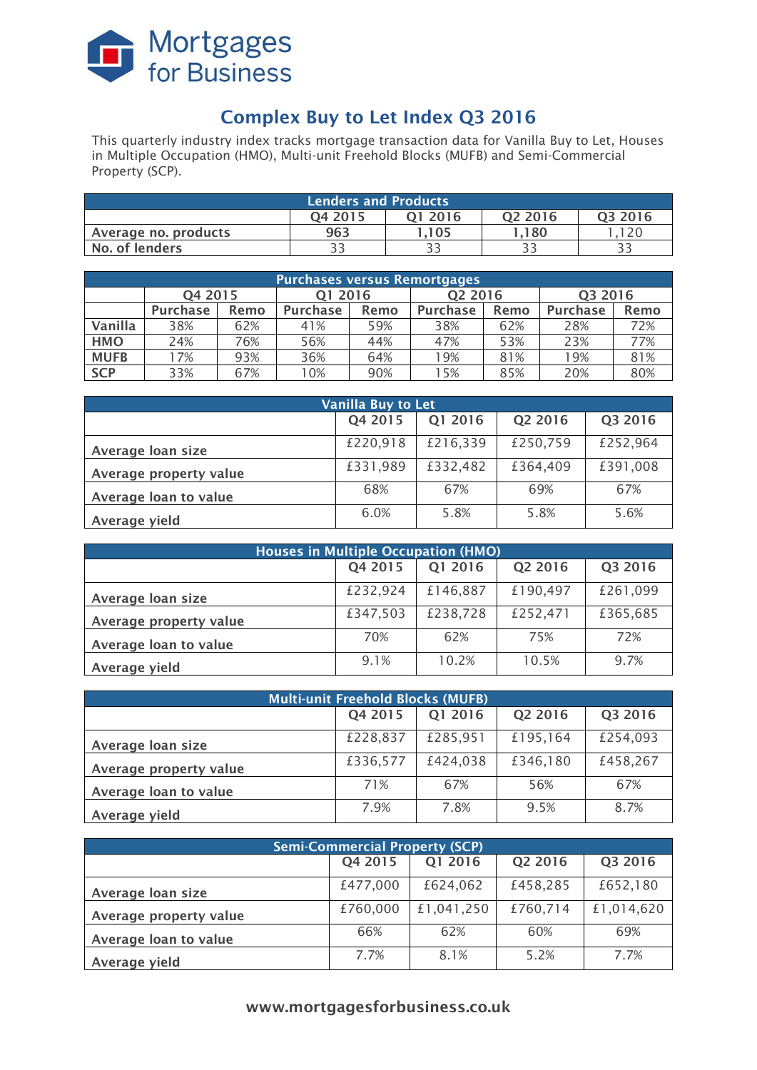Mortgages for Business

# Complex Buy to Let Index Q3 2016

This quarterly industry index tracks mortgage transaction data for Vanilla Buy to Let, Houses in Multiple Occupation (HMO), Multi-unit Freehold Blocks (MUFB) and Semi-Commercial Property (SCP).

| Lenders and Products | Q4 2015 | Q1 2016 | Q2 2016 | Q3 2016 |
|---|---|---|---|---|
| Average no. products | 963 | 1,105 | 1,180 | 1,120 |
| No. of lenders | 33 | 33 | 33 | 33 |

| Purchases versus Remortgages | Q4 2015 | | Q1 2016 | | Q2 2016 | | Q3 2016 | |
|---|---|---|---|---|---|---|---|---|
| | Purchase | Remo | Purchase | Remo | Purchase | Remo | Purchase | Remo |
| **Vanilla** | 38% | 62% | 41% | 59% | 38% | 62% | 28% | 72% |
| **HMO** | 24% | 76% | 56% | 44% | 47% | 53% | 23% | 77% |
| **MUFB** | 17% | 93% | 36% | 64% | 19% | 81% | 19% | 81% |
| **SCP** | 33% | 67% | 10% | 90% | 15% | 85% | 20% | 80% |

| Vanilla Buy to Let | Q4 2015 | Q1 2016 | Q2 2016 | Q3 2016 |
|---|---|---|---|---|
| Average loan size | £220,918 | £216,339 | £250,759 | £252,964 |
| Average property value | £331,989 | £332,482 | £364,409 | £391,008 |
| Average loan to value | 68% | 67% | 69% | 67% |
| Average yield | 6.0% | 5.8% | 5.8% | 5.6% |

| Houses in Multiple Occupation (HMO) | Q4 2015 | Q1 2016 | Q2 2016 | Q3 2016 |
|---|---|---|---|---|
| Average loan size | £232,924 | £146,887 | £190,497 | £261,099 |
| Average property value | £347,503 | £238,728 | £252,471 | £365,685 |
| Average loan to value | 70% | 62% | 75% | 72% |
| Average yield | 9.1% | 10.2% | 10.5% | 9.7% |

| Multi-unit Freehold Blocks (MUFB) | Q4 2015 | Q1 2016 | Q2 2016 | Q3 2016 |
|---|---|---|---|---|
| Average loan size | £228,837 | £285,951 | £195,164 | £254,093 |
| Average property value | £336,577 | £424,038 | £346,180 | £458,267 |
| Average loan to value | 71% | 67% | 56% | 67% |
| Average yield | 7.9% | 7.8% | 9.5% | 8.7% |

| Semi-Commercial Property (SCP) | Q4 2015 | Q1 2016 | Q2 2016 | Q3 2016 |
|---|---|---|---|---|
| Average loan size | £477,000 | £624,062 | £458,285 | £652,180 |
| Average property value | £760,000 | £1,041,250 | £760,714 | £1,014,620 |
| Average loan to value | 66% | 62% | 60% | 69% |
| Average yield | 7.7% | 8.1% | 5.2% | 7.7% |

www.mortgagesforbusiness.co.uk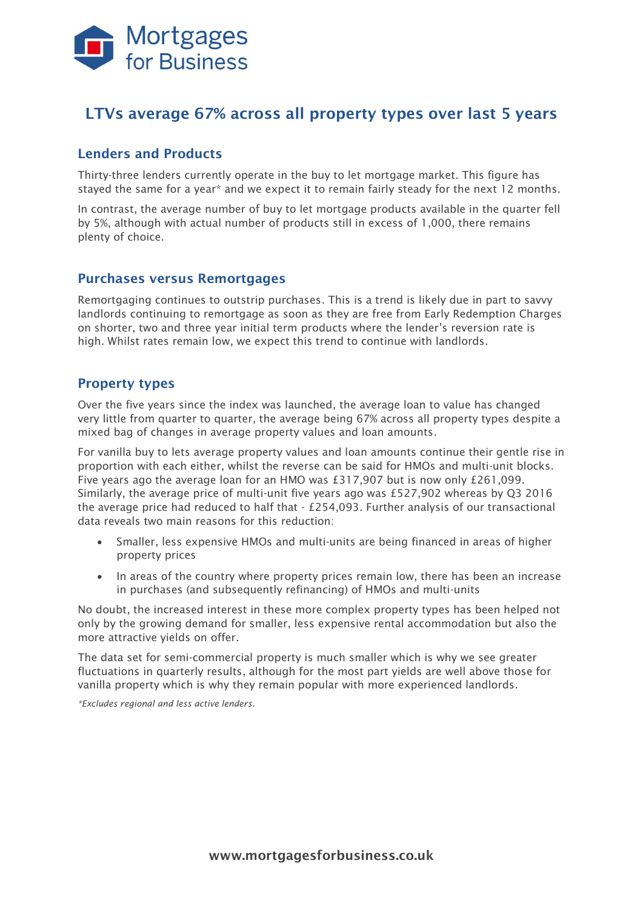# LTVs average 67% across all property types over last 5 years

## Lenders and Products

Thirty-three lenders currently operate in the buy to let mortgage market. This figure has stayed the same for a year* and we expect it to remain fairly steady for the next 12 months.

In contrast, the average number of buy to let mortgage products available in the quarter fell by 5%, although with actual number of products still in excess of 1,000, there remains plenty of choice.

## Purchases versus Remortgages

Remortgaging continues to outstrip purchases. This is a trend is likely due in part to savvy landlords continuing to remortgage as soon as they are free from Early Redemption Charges on shorter, two and three year initial term products where the lender's reversion rate is high. Whilst rates remain low, we expect this trend to continue with landlords.

## Property types

Over the five years since the index was launched, the average loan to value has changed very little from quarter to quarter, the average being 67% across all property types despite a mixed bag of changes in average property values and loan amounts.

For vanilla buy to lets average property values and loan amounts continue their gentle rise in proportion with each either, whilst the reverse can be said for HMOs and multi-unit blocks. Five years ago the average loan for an HMO was £317,907 but is now only £261,099. Similarly, the average price of multi-unit five years ago was £527,902 whereas by Q3 2016 the average price had reduced to half that - £254,093. Further analysis of our transactional data reveals two main reasons for this reduction:

- Smaller, less expensive HMOs and multi-units are being financed in areas of higher property prices
- In areas of the country where property prices remain low, there has been an increase in purchases (and subsequently refinancing) of HMOs and multi-units

No doubt, the increased interest in these more complex property types has been helped not only by the growing demand for smaller, less expensive rental accommodation but also the more attractive yields on offer.

The data set for semi-commercial property is much smaller which is why we see greater fluctuations in quarterly results, although for the most part yields are well above those for vanilla property which is why they remain popular with more experienced landlords.

*\*Excludes regional and less active lenders.*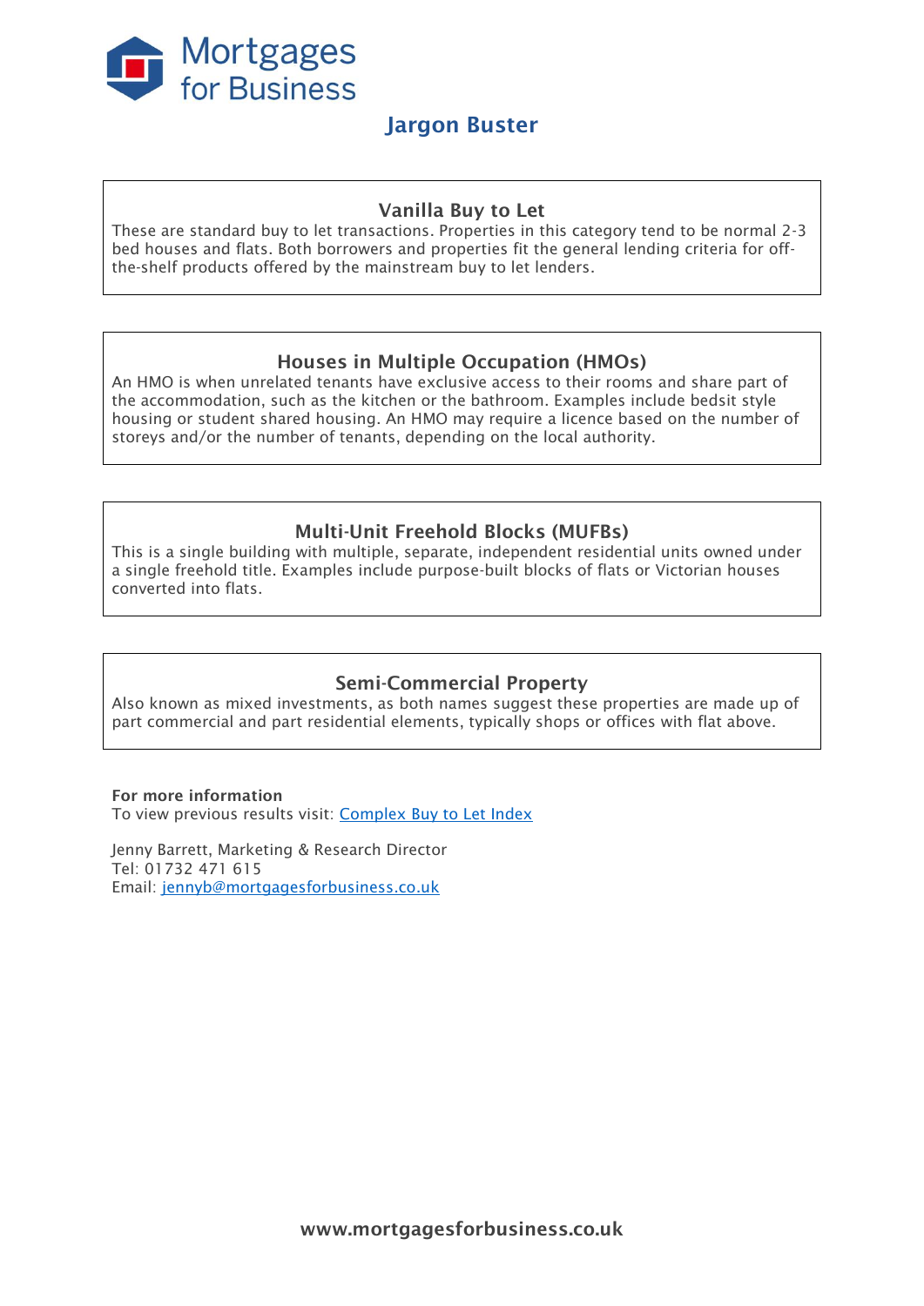Mortgages for Business

# Jargon Buster

## Vanilla Buy to Let

These are standard buy to let transactions. Properties in this category tend to be normal 2-3 bed houses and flats. Both borrowers and properties fit the general lending criteria for off-the-shelf products offered by the mainstream buy to let lenders.

## Houses in Multiple Occupation (HMOs)

An HMO is when unrelated tenants have exclusive access to their rooms and share part of the accommodation, such as the kitchen or the bathroom. Examples include bedsit style housing or student shared housing. An HMO may require a licence based on the number of storeys and/or the number of tenants, depending on the local authority.

## Multi-Unit Freehold Blocks (MUFBs)

This is a single building with multiple, separate, independent residential units owned under a single freehold title. Examples include purpose-built blocks of flats or Victorian houses converted into flats.

## Semi-Commercial Property

Also known as mixed investments, as both names suggest these properties are made up of part commercial and part residential elements, typically shops or offices with flat above.

**For more information**

To view previous results visit: [Complex Buy to Let Index]()

Jenny Barrett, Marketing & Research Director
Tel: 01732 471 615
Email: [jennyb@mortgagesforbusiness.co.uk](mailto:jennyb@mortgagesforbusiness.co.uk)

**www.mortgagesforbusiness.co.uk**